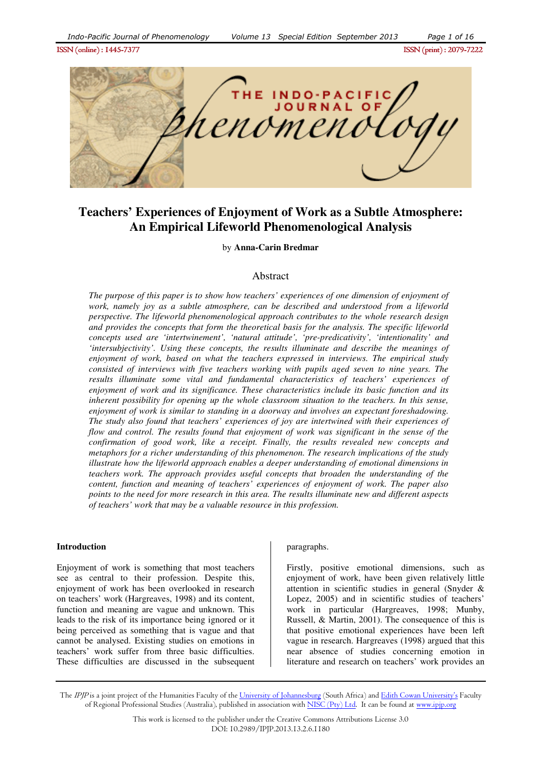# Teachers' Experiences of Enjoyment of Work as a Subtle Atmosphere: An Empirical Lifeworld Phenomenological Analysis

by **Anna-Carin Bredmar**

## Abstract

*The purpose of this paper is to show how teachers' experiences of one dimension of enjoyment of work, namely joy as a subtle atmosphere, can be described and understood from a lifeworld perspective. The lifeworld phenomenological approach contributes to the whole research design and provides the concepts that form the theoretical basis for the analysis. The specific lifeworld concepts used are 'intertwinement', 'natural attitude', 'pre-predicativity', 'intentionality' and 'intersubjectivity'. Using these concepts, the results illuminate and describe the meanings of enjoyment of work, based on what the teachers expressed in interviews. The empirical study consisted of interviews with five teachers working with pupils aged seven to nine years. The results illuminate some vital and fundamental characteristics of teachers' experiences of enjoyment of work and its significance. These characteristics include its basic function and its inherent possibility for opening up the whole classroom situation to the teachers. In this sense, enjoyment of work is similar to standing in a doorway and involves an expectant foreshadowing. The study also found that teachers' experiences of joy are intertwined with their experiences of flow and control. The results found that enjoyment of work was significant in the sense of the confirmation of good work, like a receipt. Finally, the results revealed new concepts and metaphors for a richer understanding of this phenomenon. The research implications of the study illustrate how the lifeworld approach enables a deeper understanding of emotional dimensions in teachers work. The approach provides useful concepts that broaden the understanding of the content, function and meaning of teachers' experiences of enjoyment of work. The paper also points to the need for more research in this area. The results illuminate new and different aspects of teachers' work that may be a valuable resource in this profession.*

### Introduction

Enjoyment of work is something that most teachers see as central to their profession. Despite this, enjoyment of work has been overlooked in research on teachers' work (Hargreaves, 1998) and its content, function and meaning are vague and unknown. This leads to the risk of its importance being ignored or it being perceived as something that is vague and that cannot be analysed. Existing studies on emotions in teachers' work suffer from three basic difficulties. These difficulties are discussed in the subsequent paragraphs.

Firstly, positive emotional dimensions, such as enjoyment of work, have been given relatively little attention in scientific studies in general (Snyder & Lopez, 2005) and in scientific studies of teachers' work in particular (Hargreaves, 1998; Munby, Russell, & Martin, 2001). The consequence of this is that positive emotional experiences have been left vague in research. Hargreaves (1998) argued that this near absence of studies concerning emotion in literature and research on teachers' work provides an

The *IPJP* is a joint project of the Humanities Faculty of the University of Johannesburg (South Africa) and Edith Cowan University's Faculty of Regional Professional Studies (Australia), published in association with NISC (Pty) Ltd. It can be found at www.ipjp.org

This work is licensed to the publisher under the Creative Commons Attributions License 3.0
DOI: 10.2989/IPJP.2013.13.2.6.1180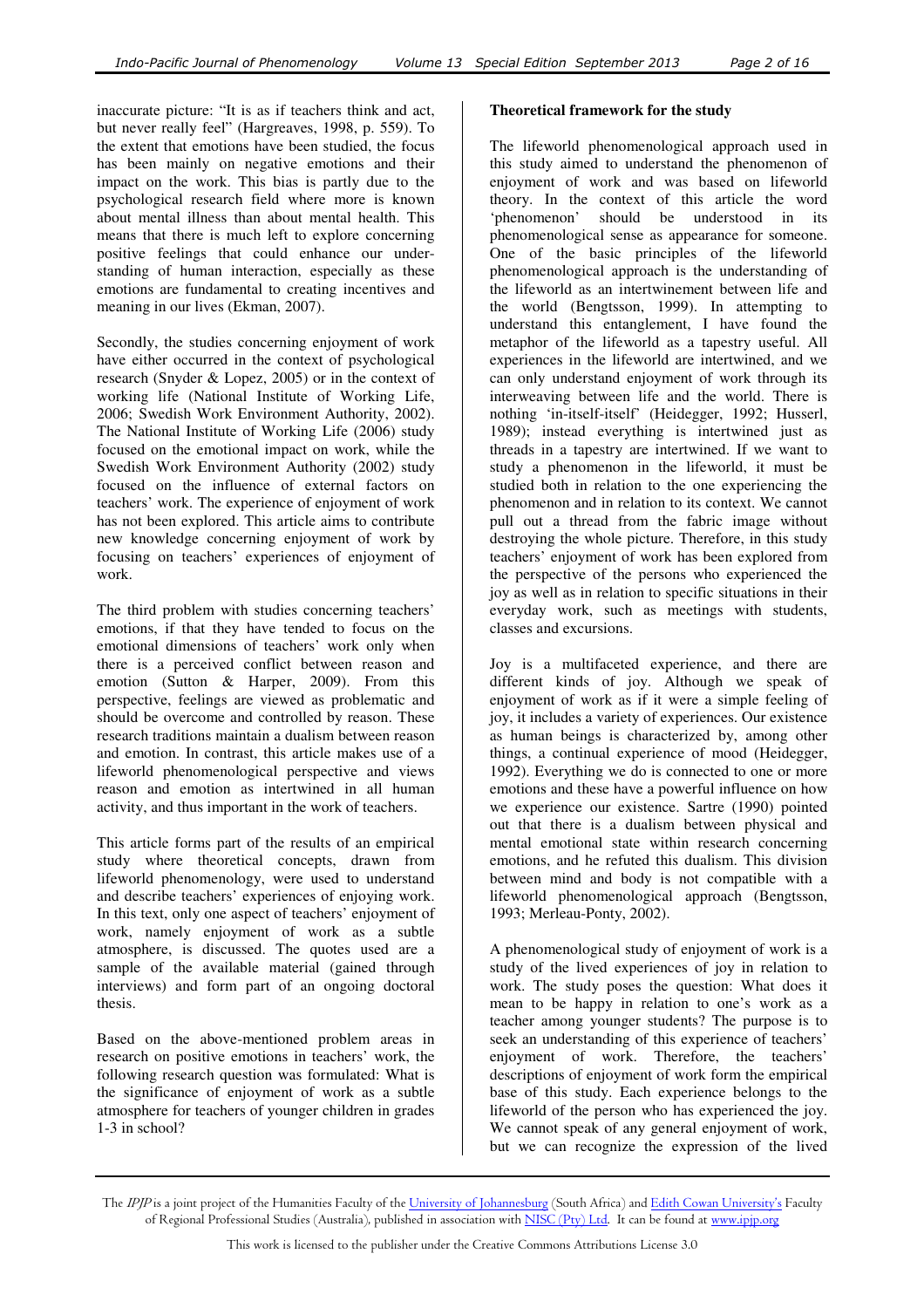inaccurate picture: "It is as if teachers think and act, but never really feel" (Hargreaves, 1998, p. 559). To the extent that emotions have been studied, the focus has been mainly on negative emotions and their impact on the work. This bias is partly due to the psychological research field where more is known about mental illness than about mental health. This means that there is much left to explore concerning positive feelings that could enhance our understanding of human interaction, especially as these emotions are fundamental to creating incentives and meaning in our lives (Ekman, 2007).

Secondly, the studies concerning enjoyment of work have either occurred in the context of psychological research (Snyder & Lopez, 2005) or in the context of working life (National Institute of Working Life, 2006; Swedish Work Environment Authority, 2002). The National Institute of Working Life (2006) study focused on the emotional impact on work, while the Swedish Work Environment Authority (2002) study focused on the influence of external factors on teachers' work. The experience of enjoyment of work has not been explored. This article aims to contribute new knowledge concerning enjoyment of work by focusing on teachers' experiences of enjoyment of work.

The third problem with studies concerning teachers' emotions, if that they have tended to focus on the emotional dimensions of teachers' work only when there is a perceived conflict between reason and emotion (Sutton & Harper, 2009). From this perspective, feelings are viewed as problematic and should be overcome and controlled by reason. These research traditions maintain a dualism between reason and emotion. In contrast, this article makes use of a lifeworld phenomenological perspective and views reason and emotion as intertwined in all human activity, and thus important in the work of teachers.

This article forms part of the results of an empirical study where theoretical concepts, drawn from lifeworld phenomenology, were used to understand and describe teachers' experiences of enjoying work. In this text, only one aspect of teachers' enjoyment of work, namely enjoyment of work as a subtle atmosphere, is discussed. The quotes used are a sample of the available material (gained through interviews) and form part of an ongoing doctoral thesis.

Based on the above-mentioned problem areas in research on positive emotions in teachers' work, the following research question was formulated: What is the significance of enjoyment of work as a subtle atmosphere for teachers of younger children in grades 1-3 in school?

**Theoretical framework for the study**

The lifeworld phenomenological approach used in this study aimed to understand the phenomenon of enjoyment of work and was based on lifeworld theory. In the context of this article the word 'phenomenon' should be understood in its phenomenological sense as appearance for someone. One of the basic principles of the lifeworld phenomenological approach is the understanding of the lifeworld as an intertwinement between life and the world (Bengtsson, 1999). In attempting to understand this entanglement, I have found the metaphor of the lifeworld as a tapestry useful. All experiences in the lifeworld are intertwined, and we can only understand enjoyment of work through its interweaving between life and the world. There is nothing 'in-itself-itself' (Heidegger, 1992; Husserl, 1989); instead everything is intertwined just as threads in a tapestry are intertwined. If we want to study a phenomenon in the lifeworld, it must be studied both in relation to the one experiencing the phenomenon and in relation to its context. We cannot pull out a thread from the fabric image without destroying the whole picture. Therefore, in this study teachers' enjoyment of work has been explored from the perspective of the persons who experienced the joy as well as in relation to specific situations in their everyday work, such as meetings with students, classes and excursions.

Joy is a multifaceted experience, and there are different kinds of joy. Although we speak of enjoyment of work as if it were a simple feeling of joy, it includes a variety of experiences. Our existence as human beings is characterized by, among other things, a continual experience of mood (Heidegger, 1992). Everything we do is connected to one or more emotions and these have a powerful influence on how we experience our existence. Sartre (1990) pointed out that there is a dualism between physical and mental emotional state within research concerning emotions, and he refuted this dualism. This division between mind and body is not compatible with a lifeworld phenomenological approach (Bengtsson, 1993; Merleau-Ponty, 2002).

A phenomenological study of enjoyment of work is a study of the lived experiences of joy in relation to work. The study poses the question: What does it mean to be happy in relation to one's work as a teacher among younger students? The purpose is to seek an understanding of this experience of teachers' enjoyment of work. Therefore, the teachers' descriptions of enjoyment of work form the empirical base of this study. Each experience belongs to the lifeworld of the person who has experienced the joy. We cannot speak of any general enjoyment of work, but we can recognize the expression of the lived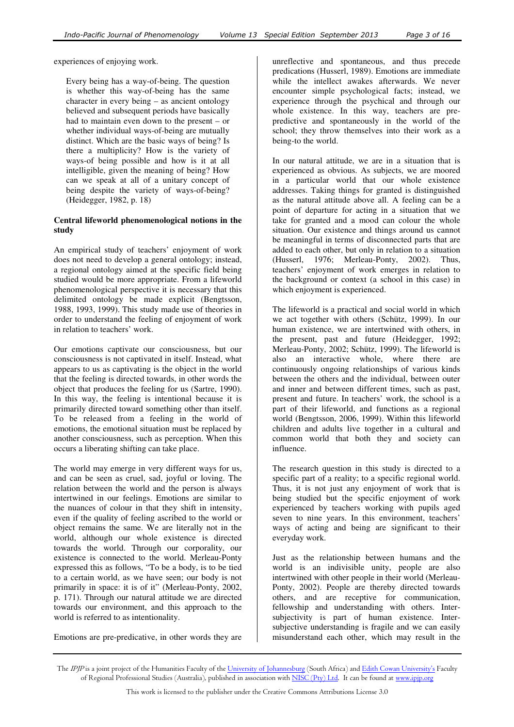experiences of enjoying work.

> Every being has a way-of-being. The question is whether this way-of-being has the same character in every being – as ancient ontology believed and subsequent periods have basically had to maintain even down to the present – or whether individual ways-of-being are mutually distinct. Which are the basic ways of being? Is there a multiplicity? How is the variety of ways-of being possible and how is it at all intelligible, given the meaning of being? How can we speak at all of a unitary concept of being despite the variety of ways-of-being? (Heidegger, 1982, p. 18)

**Central lifeworld phenomenological notions in the study**

An empirical study of teachers' enjoyment of work does not need to develop a general ontology; instead, a regional ontology aimed at the specific field being studied would be more appropriate. From a lifeworld phenomenological perspective it is necessary that this delimited ontology be made explicit (Bengtsson, 1988, 1993, 1999). This study made use of theories in order to understand the feeling of enjoyment of work in relation to teachers' work.

Our emotions captivate our consciousness, but our consciousness is not captivated in itself. Instead, what appears to us as captivating is the object in the world that the feeling is directed towards, in other words the object that produces the feeling for us (Sartre, 1990). In this way, the feeling is intentional because it is primarily directed toward something other than itself. To be released from a feeling in the world of emotions, the emotional situation must be replaced by another consciousness, such as perception. When this occurs a liberating shifting can take place.

The world may emerge in very different ways for us, and can be seen as cruel, sad, joyful or loving. The relation between the world and the person is always intertwined in our feelings. Emotions are similar to the nuances of colour in that they shift in intensity, even if the quality of feeling ascribed to the world or object remains the same. We are literally not in the world, although our whole existence is directed towards the world. Through our corporality, our existence is connected to the world. Merleau-Ponty expressed this as follows, "To be a body, is to be tied to a certain world, as we have seen; our body is not primarily in space: it is of it" (Merleau-Ponty, 2002, p. 171). Through our natural attitude we are directed towards our environment, and this approach to the world is referred to as intentionality.

Emotions are pre-predicative, in other words they are unreflective and spontaneous, and thus precede predications (Husserl, 1989). Emotions are immediate while the intellect awakes afterwards. We never encounter simple psychological facts; instead, we experience through the psychical and through our whole existence. In this way, teachers are pre-predictive and spontaneously in the world of the school; they throw themselves into their work as a being-to the world.

In our natural attitude, we are in a situation that is experienced as obvious. As subjects, we are moored in a particular world that our whole existence addresses. Taking things for granted is distinguished as the natural attitude above all. A feeling can be a point of departure for acting in a situation that we take for granted and a mood can colour the whole situation. Our existence and things around us cannot be meaningful in terms of disconnected parts that are added to each other, but only in relation to a situation (Husserl, 1976; Merleau-Ponty, 2002). Thus, teachers' enjoyment of work emerges in relation to the background or context (a school in this case) in which enjoyment is experienced.

The lifeworld is a practical and social world in which we act together with others (Schütz, 1999). In our human existence, we are intertwined with others, in the present, past and future (Heidegger, 1992; Merleau-Ponty, 2002; Schütz, 1999). The lifeworld is also an interactive whole, where there are continuously ongoing relationships of various kinds between the others and the individual, between outer and inner and between different times, such as past, present and future. In teachers' work, the school is a part of their lifeworld, and functions as a regional world (Bengtsson, 2006, 1999). Within this lifeworld children and adults live together in a cultural and common world that both they and society can influence.

The research question in this study is directed to a specific part of a reality; to a specific regional world. Thus, it is not just any enjoyment of work that is being studied but the specific enjoyment of work experienced by teachers working with pupils aged seven to nine years. In this environment, teachers' ways of acting and being are significant to their everyday work.

Just as the relationship between humans and the world is an indivisible unity, people are also intertwined with other people in their world (Merleau-Ponty, 2002). People are thereby directed towards others, and are receptive for communication, fellowship and understanding with others. Inter-subjectivity is part of human existence. Inter-subjective understanding is fragile and we can easily misunderstand each other, which may result in the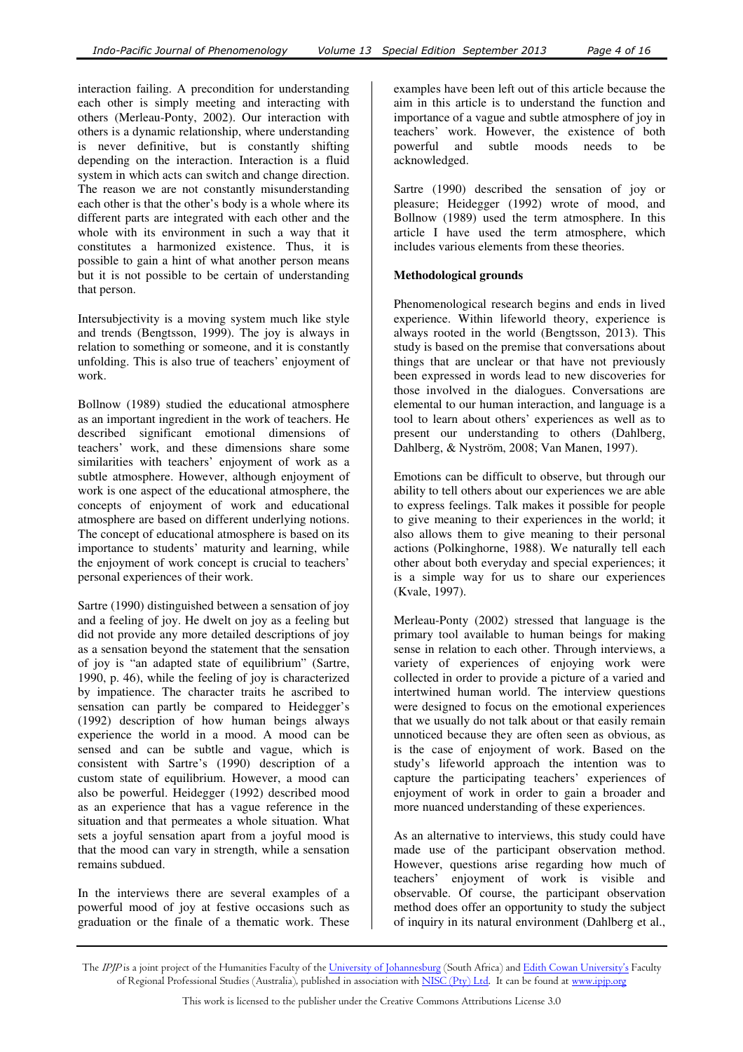interaction failing. A precondition for understanding each other is simply meeting and interacting with others (Merleau-Ponty, 2002). Our interaction with others is a dynamic relationship, where understanding is never definitive, but is constantly shifting depending on the interaction. Interaction is a fluid system in which acts can switch and change direction. The reason we are not constantly misunderstanding each other is that the other's body is a whole where its different parts are integrated with each other and the whole with its environment in such a way that it constitutes a harmonized existence. Thus, it is possible to gain a hint of what another person means but it is not possible to be certain of understanding that person.

Intersubjectivity is a moving system much like style and trends (Bengtsson, 1999). The joy is always in relation to something or someone, and it is constantly unfolding. This is also true of teachers' enjoyment of work.

Bollnow (1989) studied the educational atmosphere as an important ingredient in the work of teachers. He described significant emotional dimensions of teachers' work, and these dimensions share some similarities with teachers' enjoyment of work as a subtle atmosphere. However, although enjoyment of work is one aspect of the educational atmosphere, the concepts of enjoyment of work and educational atmosphere are based on different underlying notions. The concept of educational atmosphere is based on its importance to students' maturity and learning, while the enjoyment of work concept is crucial to teachers' personal experiences of their work.

Sartre (1990) distinguished between a sensation of joy and a feeling of joy. He dwelt on joy as a feeling but did not provide any more detailed descriptions of joy as a sensation beyond the statement that the sensation of joy is "an adapted state of equilibrium" (Sartre, 1990, p. 46), while the feeling of joy is characterized by impatience. The character traits he ascribed to sensation can partly be compared to Heidegger's (1992) description of how human beings always experience the world in a mood. A mood can be sensed and can be subtle and vague, which is consistent with Sartre's (1990) description of a custom state of equilibrium. However, a mood can also be powerful. Heidegger (1992) described mood as an experience that has a vague reference in the situation and that permeates a whole situation. What sets a joyful sensation apart from a joyful mood is that the mood can vary in strength, while a sensation remains subdued.

In the interviews there are several examples of a powerful mood of joy at festive occasions such as graduation or the finale of a thematic work. These examples have been left out of this article because the aim in this article is to understand the function and importance of a vague and subtle atmosphere of joy in teachers' work. However, the existence of both powerful and subtle moods needs to be acknowledged.

Sartre (1990) described the sensation of joy or pleasure; Heidegger (1992) wrote of mood, and Bollnow (1989) used the term atmosphere. In this article I have used the term atmosphere, which includes various elements from these theories.

**Methodological grounds**

Phenomenological research begins and ends in lived experience. Within lifeworld theory, experience is always rooted in the world (Bengtsson, 2013). This study is based on the premise that conversations about things that are unclear or that have not previously been expressed in words lead to new discoveries for those involved in the dialogues. Conversations are elemental to our human interaction, and language is a tool to learn about others' experiences as well as to present our understanding to others (Dahlberg, Dahlberg, & Nyström, 2008; Van Manen, 1997).

Emotions can be difficult to observe, but through our ability to tell others about our experiences we are able to express feelings. Talk makes it possible for people to give meaning to their experiences in the world; it also allows them to give meaning to their personal actions (Polkinghorne, 1988). We naturally tell each other about both everyday and special experiences; it is a simple way for us to share our experiences (Kvale, 1997).

Merleau-Ponty (2002) stressed that language is the primary tool available to human beings for making sense in relation to each other. Through interviews, a variety of experiences of enjoying work were collected in order to provide a picture of a varied and intertwined human world. The interview questions were designed to focus on the emotional experiences that we usually do not talk about or that easily remain unnoticed because they are often seen as obvious, as is the case of enjoyment of work. Based on the study's lifeworld approach the intention was to capture the participating teachers' experiences of enjoyment of work in order to gain a broader and more nuanced understanding of these experiences.

As an alternative to interviews, this study could have made use of the participant observation method. However, questions arise regarding how much of teachers' enjoyment of work is visible and observable. Of course, the participant observation method does offer an opportunity to study the subject of inquiry in its natural environment (Dahlberg et al.,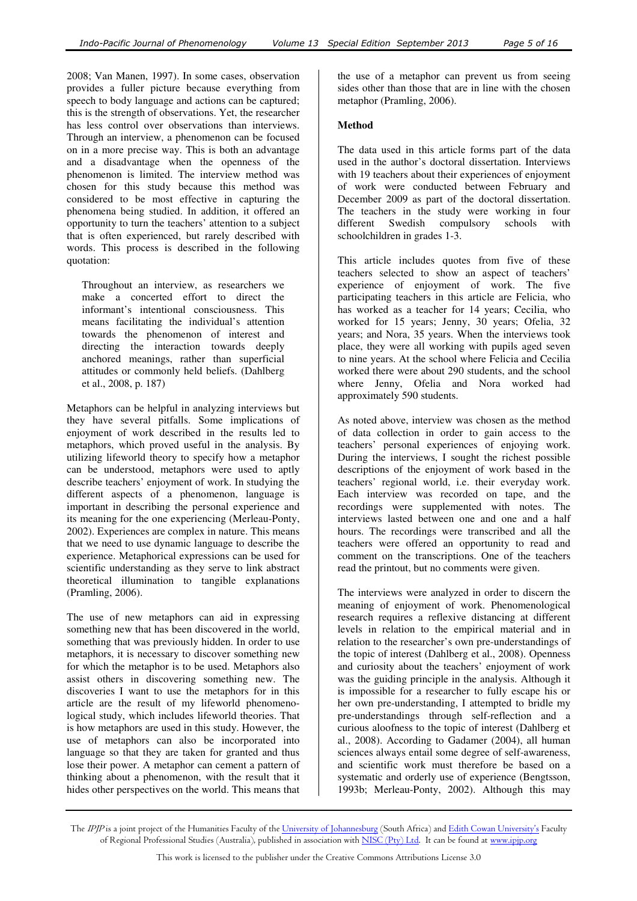2008; Van Manen, 1997). In some cases, observation provides a fuller picture because everything from speech to body language and actions can be captured; this is the strength of observations. Yet, the researcher has less control over observations than interviews. Through an interview, a phenomenon can be focused on in a more precise way. This is both an advantage and a disadvantage when the openness of the phenomenon is limited. The interview method was chosen for this study because this method was considered to be most effective in capturing the phenomena being studied. In addition, it offered an opportunity to turn the teachers' attention to a subject that is often experienced, but rarely described with words. This process is described in the following quotation:

> Throughout an interview, as researchers we make a concerted effort to direct the informant's intentional consciousness. This means facilitating the individual's attention towards the phenomenon of interest and directing the interaction towards deeply anchored meanings, rather than superficial attitudes or commonly held beliefs. (Dahlberg et al., 2008, p. 187)

Metaphors can be helpful in analyzing interviews but they have several pitfalls. Some implications of enjoyment of work described in the results led to metaphors, which proved useful in the analysis. By utilizing lifeworld theory to specify how a metaphor can be understood, metaphors were used to aptly describe teachers' enjoyment of work. In studying the different aspects of a phenomenon, language is important in describing the personal experience and its meaning for the one experiencing (Merleau-Ponty, 2002). Experiences are complex in nature. This means that we need to use dynamic language to describe the experience. Metaphorical expressions can be used for scientific understanding as they serve to link abstract theoretical illumination to tangible explanations (Pramling, 2006).

The use of new metaphors can aid in expressing something new that has been discovered in the world, something that was previously hidden. In order to use metaphors, it is necessary to discover something new for which the metaphor is to be used. Metaphors also assist others in discovering something new. The discoveries I want to use the metaphors for in this article are the result of my lifeworld phenomenological study, which includes lifeworld theories. That is how metaphors are used in this study. However, the use of metaphors can also be incorporated into language so that they are taken for granted and thus lose their power. A metaphor can cement a pattern of thinking about a phenomenon, with the result that it hides other perspectives on the world. This means that the use of a metaphor can prevent us from seeing sides other than those that are in line with the chosen metaphor (Pramling, 2006).

**Method**

The data used in this article forms part of the data used in the author's doctoral dissertation. Interviews with 19 teachers about their experiences of enjoyment of work were conducted between February and December 2009 as part of the doctoral dissertation. The teachers in the study were working in four different Swedish compulsory schools with schoolchildren in grades 1-3.

This article includes quotes from five of these teachers selected to show an aspect of teachers' experience of enjoyment of work. The five participating teachers in this article are Felicia, who has worked as a teacher for 14 years; Cecilia, who worked for 15 years; Jenny, 30 years; Ofelia, 32 years; and Nora, 35 years. When the interviews took place, they were all working with pupils aged seven to nine years. At the school where Felicia and Cecilia worked there were about 290 students, and the school where Jenny, Ofelia and Nora worked had approximately 590 students.

As noted above, interview was chosen as the method of data collection in order to gain access to the teachers' personal experiences of enjoying work. During the interviews, I sought the richest possible descriptions of the enjoyment of work based in the teachers' regional world, i.e. their everyday work. Each interview was recorded on tape, and the recordings were supplemented with notes. The interviews lasted between one and one and a half hours. The recordings were transcribed and all the teachers were offered an opportunity to read and comment on the transcriptions. One of the teachers read the printout, but no comments were given.

The interviews were analyzed in order to discern the meaning of enjoyment of work. Phenomenological research requires a reflexive distancing at different levels in relation to the empirical material and in relation to the researcher's own pre-understandings of the topic of interest (Dahlberg et al., 2008). Openness and curiosity about the teachers' enjoyment of work was the guiding principle in the analysis. Although it is impossible for a researcher to fully escape his or her own pre-understanding, I attempted to bridle my pre-understandings through self-reflection and a curious aloofness to the topic of interest (Dahlberg et al., 2008). According to Gadamer (2004), all human sciences always entail some degree of self-awareness, and scientific work must therefore be based on a systematic and orderly use of experience (Bengtsson, 1993b; Merleau-Ponty, 2002). Although this may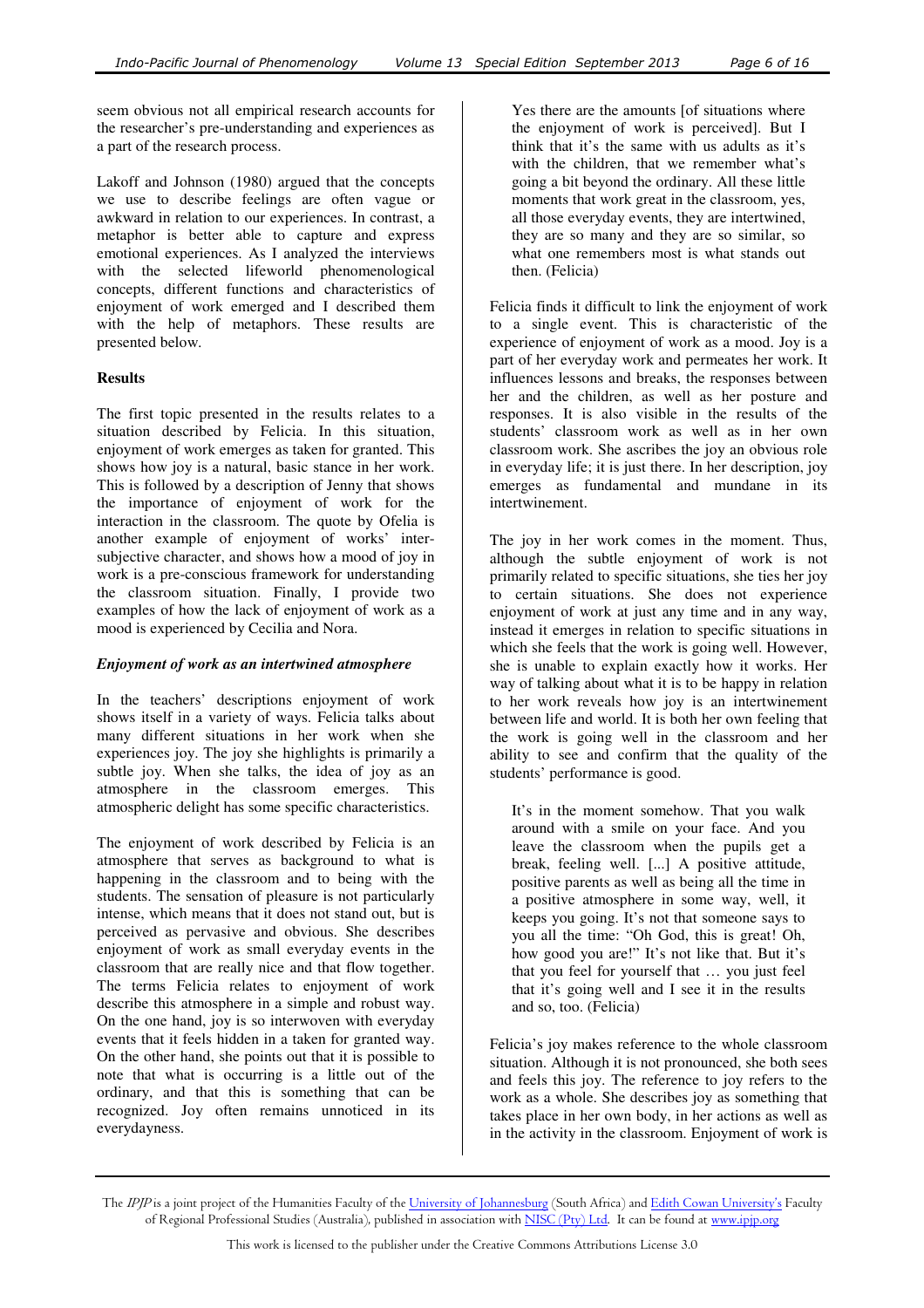seem obvious not all empirical research accounts for the researcher's pre-understanding and experiences as a part of the research process.

Lakoff and Johnson (1980) argued that the concepts we use to describe feelings are often vague or awkward in relation to our experiences. In contrast, a metaphor is better able to capture and express emotional experiences. As I analyzed the interviews with the selected lifeworld phenomenological concepts, different functions and characteristics of enjoyment of work emerged and I described them with the help of metaphors. These results are presented below.

**Results**

The first topic presented in the results relates to a situation described by Felicia. In this situation, enjoyment of work emerges as taken for granted. This shows how joy is a natural, basic stance in her work. This is followed by a description of Jenny that shows the importance of enjoyment of work for the interaction in the classroom. The quote by Ofelia is another example of enjoyment of works' inter-subjective character, and shows how a mood of joy in work is a pre-conscious framework for understanding the classroom situation. Finally, I provide two examples of how the lack of enjoyment of work as a mood is experienced by Cecilia and Nora.

***Enjoyment of work as an intertwined atmosphere***

In the teachers' descriptions enjoyment of work shows itself in a variety of ways. Felicia talks about many different situations in her work when she experiences joy. The joy she highlights is primarily a subtle joy. When she talks, the idea of joy as an atmosphere in the classroom emerges. This atmospheric delight has some specific characteristics.

The enjoyment of work described by Felicia is an atmosphere that serves as background to what is happening in the classroom and to being with the students. The sensation of pleasure is not particularly intense, which means that it does not stand out, but is perceived as pervasive and obvious. She describes enjoyment of work as small everyday events in the classroom that are really nice and that flow together. The terms Felicia relates to enjoyment of work describe this atmosphere in a simple and robust way. On the one hand, joy is so interwoven with everyday events that it feels hidden in a taken for granted way. On the other hand, she points out that it is possible to note that what is occurring is a little out of the ordinary, and that this is something that can be recognized. Joy often remains unnoticed in its everydayness.

> Yes there are the amounts [of situations where the enjoyment of work is perceived]. But I think that it's the same with us adults as it's with the children, that we remember what's going a bit beyond the ordinary. All these little moments that work great in the classroom, yes, all those everyday events, they are intertwined, they are so many and they are so similar, so what one remembers most is what stands out then. (Felicia)

Felicia finds it difficult to link the enjoyment of work to a single event. This is characteristic of the experience of enjoyment of work as a mood. Joy is a part of her everyday work and permeates her work. It influences lessons and breaks, the responses between her and the children, as well as her posture and responses. It is also visible in the results of the students' classroom work as well as in her own classroom work. She ascribes the joy an obvious role in everyday life; it is just there. In her description, joy emerges as fundamental and mundane in its intertwinement.

The joy in her work comes in the moment. Thus, although the subtle enjoyment of work is not primarily related to specific situations, she ties her joy to certain situations. She does not experience enjoyment of work at just any time and in any way, instead it emerges in relation to specific situations in which she feels that the work is going well. However, she is unable to explain exactly how it works. Her way of talking about what it is to be happy in relation to her work reveals how joy is an intertwinement between life and world. It is both her own feeling that the work is going well in the classroom and her ability to see and confirm that the quality of the students' performance is good.

> It's in the moment somehow. That you walk around with a smile on your face. And you leave the classroom when the pupils get a break, feeling well. [...] A positive attitude, positive parents as well as being all the time in a positive atmosphere in some way, well, it keeps you going. It's not that someone says to you all the time: "Oh God, this is great! Oh, how good you are!" It's not like that. But it's that you feel for yourself that … you just feel that it's going well and I see it in the results and so, too. (Felicia)

Felicia's joy makes reference to the whole classroom situation. Although it is not pronounced, she both sees and feels this joy. The reference to joy refers to the work as a whole. She describes joy as something that takes place in her own body, in her actions as well as in the activity in the classroom. Enjoyment of work is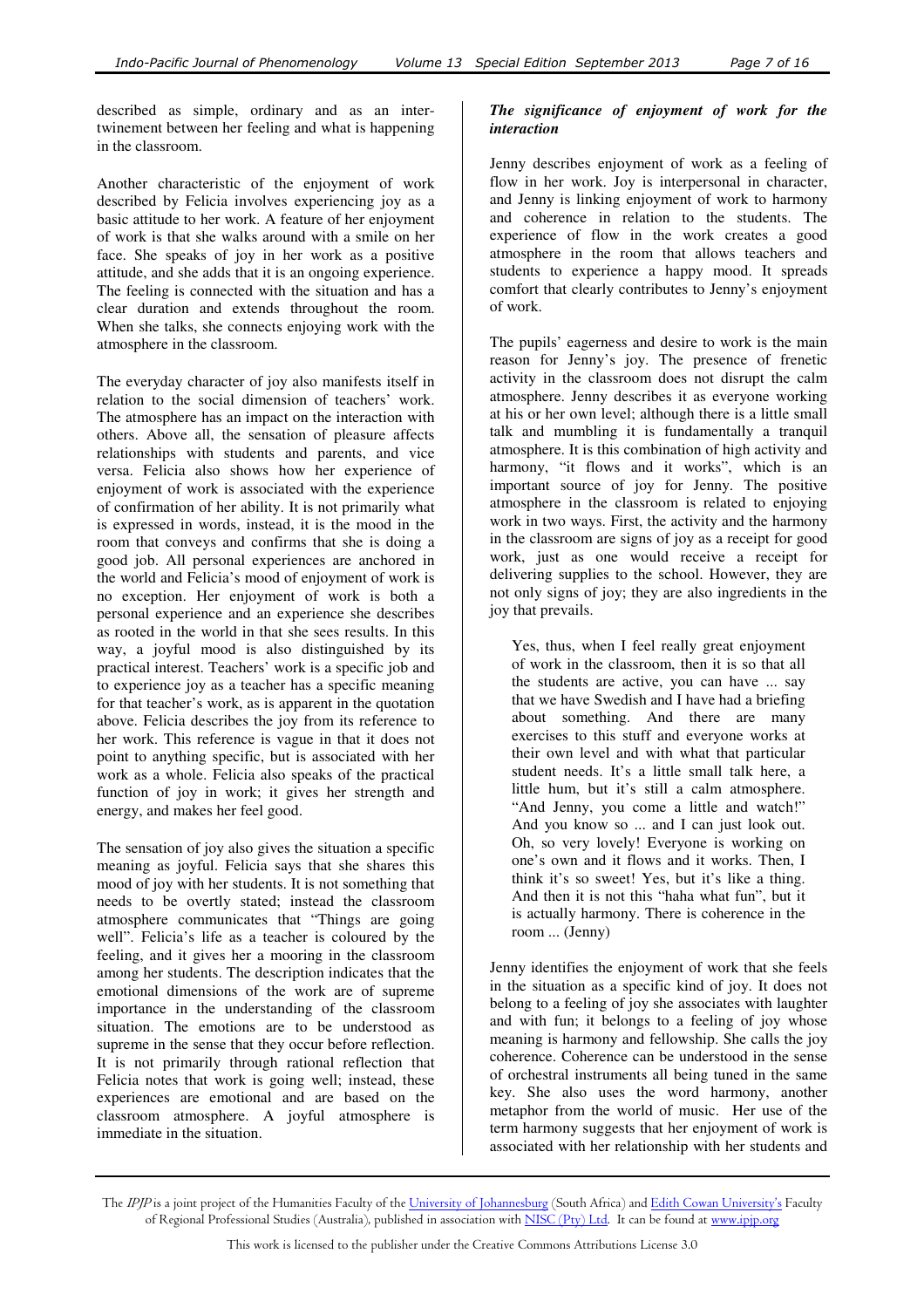described as simple, ordinary and as an inter-twinement between her feeling and what is happening in the classroom.

Another characteristic of the enjoyment of work described by Felicia involves experiencing joy as a basic attitude to her work. A feature of her enjoyment of work is that she walks around with a smile on her face. She speaks of joy in her work as a positive attitude, and she adds that it is an ongoing experience. The feeling is connected with the situation and has a clear duration and extends throughout the room. When she talks, she connects enjoying work with the atmosphere in the classroom.

The everyday character of joy also manifests itself in relation to the social dimension of teachers' work. The atmosphere has an impact on the interaction with others. Above all, the sensation of pleasure affects relationships with students and parents, and vice versa. Felicia also shows how her experience of enjoyment of work is associated with the experience of confirmation of her ability. It is not primarily what is expressed in words, instead, it is the mood in the room that conveys and confirms that she is doing a good job. All personal experiences are anchored in the world and Felicia's mood of enjoyment of work is no exception. Her enjoyment of work is both a personal experience and an experience she describes as rooted in the world in that she sees results. In this way, a joyful mood is also distinguished by its practical interest. Teachers' work is a specific job and to experience joy as a teacher has a specific meaning for that teacher's work, as is apparent in the quotation above. Felicia describes the joy from its reference to her work. This reference is vague in that it does not point to anything specific, but is associated with her work as a whole. Felicia also speaks of the practical function of joy in work; it gives her strength and energy, and makes her feel good.

The sensation of joy also gives the situation a specific meaning as joyful. Felicia says that she shares this mood of joy with her students. It is not something that needs to be overtly stated; instead the classroom atmosphere communicates that "Things are going well". Felicia's life as a teacher is coloured by the feeling, and it gives her a mooring in the classroom among her students. The description indicates that the emotional dimensions of the work are of supreme importance in the understanding of the classroom situation. The emotions are to be understood as supreme in the sense that they occur before reflection. It is not primarily through rational reflection that Felicia notes that work is going well; instead, these experiences are emotional and are based on the classroom atmosphere. A joyful atmosphere is immediate in the situation.

### *The significance of enjoyment of work for the interaction*

Jenny describes enjoyment of work as a feeling of flow in her work. Joy is interpersonal in character, and Jenny is linking enjoyment of work to harmony and coherence in relation to the students. The experience of flow in the work creates a good atmosphere in the room that allows teachers and students to experience a happy mood. It spreads comfort that clearly contributes to Jenny's enjoyment of work.

The pupils' eagerness and desire to work is the main reason for Jenny's joy. The presence of frenetic activity in the classroom does not disrupt the calm atmosphere. Jenny describes it as everyone working at his or her own level; although there is a little small talk and mumbling it is fundamentally a tranquil atmosphere. It is this combination of high activity and harmony, "it flows and it works", which is an important source of joy for Jenny. The positive atmosphere in the classroom is related to enjoying work in two ways. First, the activity and the harmony in the classroom are signs of joy as a receipt for good work, just as one would receive a receipt for delivering supplies to the school. However, they are not only signs of joy; they are also ingredients in the joy that prevails.

> Yes, thus, when I feel really great enjoyment of work in the classroom, then it is so that all the students are active, you can have ... say that we have Swedish and I have had a briefing about something. And there are many exercises to this stuff and everyone works at their own level and with what that particular student needs. It's a little small talk here, a little hum, but it's still a calm atmosphere. "And Jenny, you come a little and watch!" And you know so ... and I can just look out. Oh, so very lovely! Everyone is working on one's own and it flows and it works. Then, I think it's so sweet! Yes, but it's like a thing. And then it is not this "haha what fun", but it is actually harmony. There is coherence in the room ... (Jenny)

Jenny identifies the enjoyment of work that she feels in the situation as a specific kind of joy. It does not belong to a feeling of joy she associates with laughter and with fun; it belongs to a feeling of joy whose meaning is harmony and fellowship. She calls the joy coherence. Coherence can be understood in the sense of orchestral instruments all being tuned in the same key. She also uses the word harmony, another metaphor from the world of music. Her use of the term harmony suggests that her enjoyment of work is associated with her relationship with her students and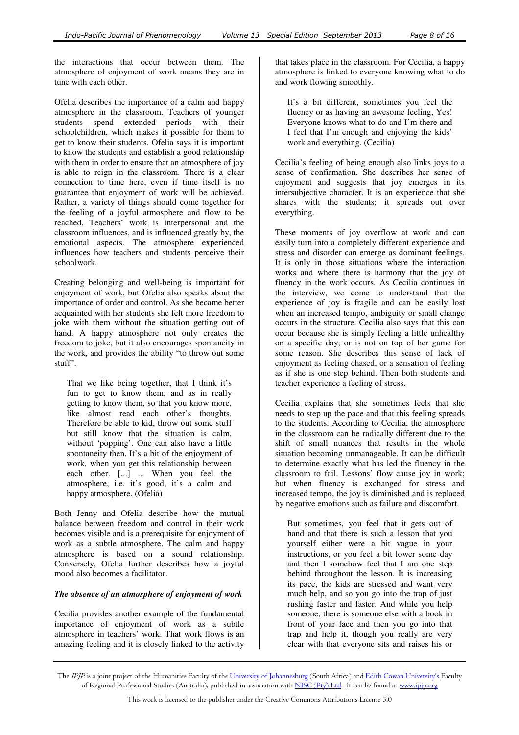the interactions that occur between them. The atmosphere of enjoyment of work means they are in tune with each other.

Ofelia describes the importance of a calm and happy atmosphere in the classroom. Teachers of younger students spend extended periods with their schoolchildren, which makes it possible for them to get to know their students. Ofelia says it is important to know the students and establish a good relationship with them in order to ensure that an atmosphere of joy is able to reign in the classroom. There is a clear connection to time here, even if time itself is no guarantee that enjoyment of work will be achieved. Rather, a variety of things should come together for the feeling of a joyful atmosphere and flow to be reached. Teachers' work is interpersonal and the classroom influences, and is influenced greatly by, the emotional aspects. The atmosphere experienced influences how teachers and students perceive their schoolwork.

Creating belonging and well-being is important for enjoyment of work, but Ofelia also speaks about the importance of order and control. As she became better acquainted with her students she felt more freedom to joke with them without the situation getting out of hand. A happy atmosphere not only creates the freedom to joke, but it also encourages spontaneity in the work, and provides the ability "to throw out some stuff".

> That we like being together, that I think it's fun to get to know them, and as in really getting to know them, so that you know more, like almost read each other's thoughts. Therefore be able to kid, throw out some stuff but still know that the situation is calm, without 'popping'. One can also have a little spontaneity then. It's a bit of the enjoyment of work, when you get this relationship between each other. [...] ... When you feel the atmosphere, i.e. it's good; it's a calm and happy atmosphere. (Ofelia)

Both Jenny and Ofelia describe how the mutual balance between freedom and control in their work becomes visible and is a prerequisite for enjoyment of work as a subtle atmosphere. The calm and happy atmosphere is based on a sound relationship. Conversely, Ofelia further describes how a joyful mood also becomes a facilitator.

### *The absence of an atmosphere of enjoyment of work*

Cecilia provides another example of the fundamental importance of enjoyment of work as a subtle atmosphere in teachers' work. That work flows is an amazing feeling and it is closely linked to the activity that takes place in the classroom. For Cecilia, a happy atmosphere is linked to everyone knowing what to do and work flowing smoothly.

> It's a bit different, sometimes you feel the fluency or as having an awesome feeling, Yes! Everyone knows what to do and I'm there and I feel that I'm enough and enjoying the kids' work and everything. (Cecilia)

Cecilia's feeling of being enough also links joys to a sense of confirmation. She describes her sense of enjoyment and suggests that joy emerges in its intersubjective character. It is an experience that she shares with the students; it spreads out over everything.

These moments of joy overflow at work and can easily turn into a completely different experience and stress and disorder can emerge as dominant feelings. It is only in those situations where the interaction works and where there is harmony that the joy of fluency in the work occurs. As Cecilia continues in the interview, we come to understand that the experience of joy is fragile and can be easily lost when an increased tempo, ambiguity or small change occurs in the structure. Cecilia also says that this can occur because she is simply feeling a little unhealthy on a specific day, or is not on top of her game for some reason. She describes this sense of lack of enjoyment as feeling chased, or a sensation of feeling as if she is one step behind. Then both students and teacher experience a feeling of stress.

Cecilia explains that she sometimes feels that she needs to step up the pace and that this feeling spreads to the students. According to Cecilia, the atmosphere in the classroom can be radically different due to the shift of small nuances that results in the whole situation becoming unmanageable. It can be difficult to determine exactly what has led the fluency in the classroom to fail. Lessons' flow cause joy in work; but when fluency is exchanged for stress and increased tempo, the joy is diminished and is replaced by negative emotions such as failure and discomfort.

> But sometimes, you feel that it gets out of hand and that there is such a lesson that you yourself either were a bit vague in your instructions, or you feel a bit lower some day and then I somehow feel that I am one step behind throughout the lesson. It is increasing its pace, the kids are stressed and want very much help, and so you go into the trap of just rushing faster and faster. And while you help someone, there is someone else with a book in front of your face and then you go into that trap and help it, though you really are very clear with that everyone sits and raises his or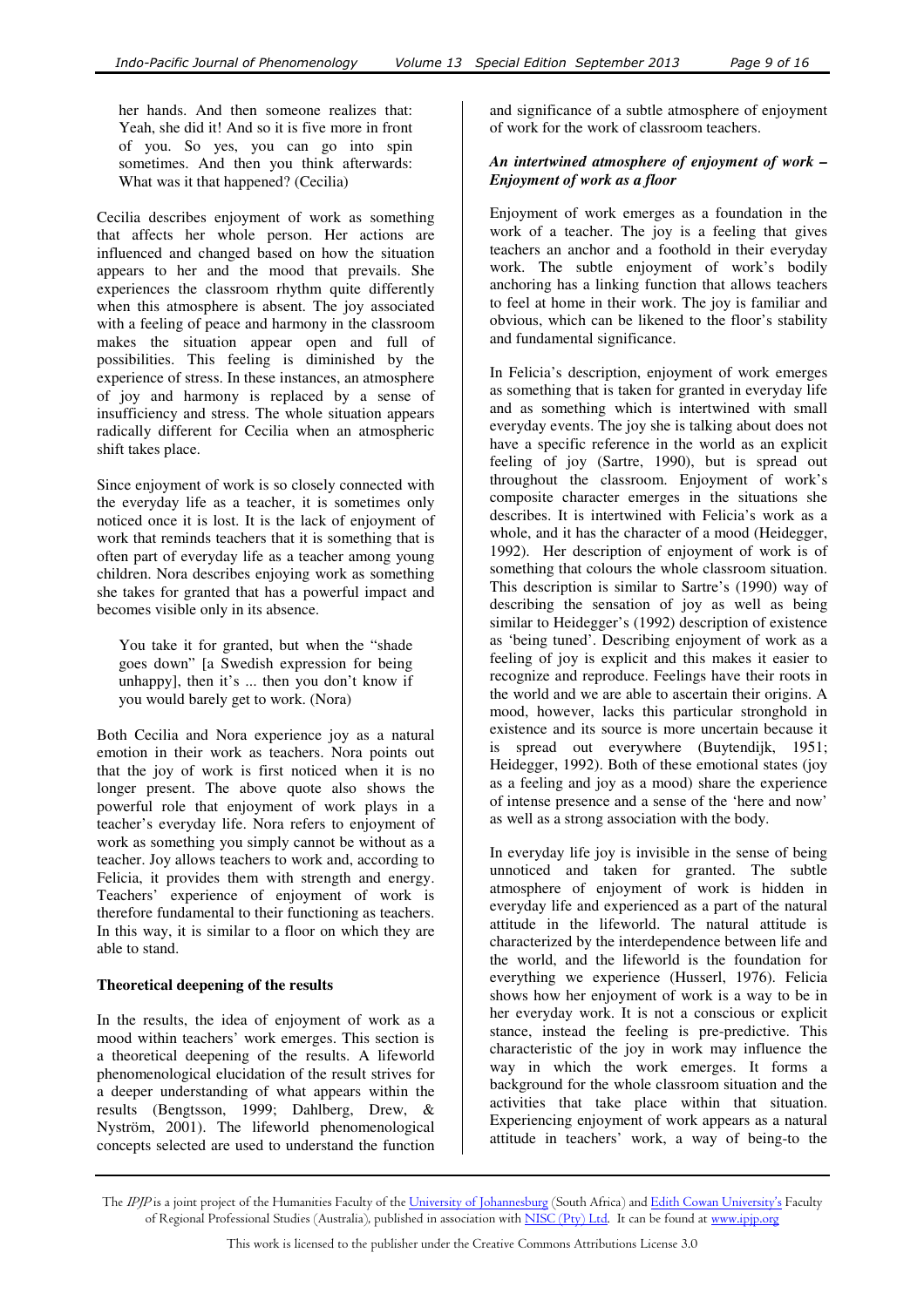> her hands. And then someone realizes that: Yeah, she did it! And so it is five more in front of you. So yes, you can go into spin sometimes. And then you think afterwards: What was it that happened? (Cecilia)

Cecilia describes enjoyment of work as something that affects her whole person. Her actions are influenced and changed based on how the situation appears to her and the mood that prevails. She experiences the classroom rhythm quite differently when this atmosphere is absent. The joy associated with a feeling of peace and harmony in the classroom makes the situation appear open and full of possibilities. This feeling is diminished by the experience of stress. In these instances, an atmosphere of joy and harmony is replaced by a sense of insufficiency and stress. The whole situation appears radically different for Cecilia when an atmospheric shift takes place.

Since enjoyment of work is so closely connected with the everyday life as a teacher, it is sometimes only noticed once it is lost. It is the lack of enjoyment of work that reminds teachers that it is something that is often part of everyday life as a teacher among young children. Nora describes enjoying work as something she takes for granted that has a powerful impact and becomes visible only in its absence.

> You take it for granted, but when the "shade goes down" [a Swedish expression for being unhappy], then it's ... then you don't know if you would barely get to work. (Nora)

Both Cecilia and Nora experience joy as a natural emotion in their work as teachers. Nora points out that the joy of work is first noticed when it is no longer present. The above quote also shows the powerful role that enjoyment of work plays in a teacher's everyday life. Nora refers to enjoyment of work as something you simply cannot be without as a teacher. Joy allows teachers to work and, according to Felicia, it provides them with strength and energy. Teachers' experience of enjoyment of work is therefore fundamental to their functioning as teachers. In this way, it is similar to a floor on which they are able to stand.

**Theoretical deepening of the results**

In the results, the idea of enjoyment of work as a mood within teachers' work emerges. This section is a theoretical deepening of the results. A lifeworld phenomenological elucidation of the result strives for a deeper understanding of what appears within the results (Bengtsson, 1999; Dahlberg, Drew, & Nyström, 2001). The lifeworld phenomenological concepts selected are used to understand the function and significance of a subtle atmosphere of enjoyment of work for the work of classroom teachers.

***An intertwined atmosphere of enjoyment of work – Enjoyment of work as a floor***

Enjoyment of work emerges as a foundation in the work of a teacher. The joy is a feeling that gives teachers an anchor and a foothold in their everyday work. The subtle enjoyment of work's bodily anchoring has a linking function that allows teachers to feel at home in their work. The joy is familiar and obvious, which can be likened to the floor's stability and fundamental significance.

In Felicia's description, enjoyment of work emerges as something that is taken for granted in everyday life and as something which is intertwined with small everyday events. The joy she is talking about does not have a specific reference in the world as an explicit feeling of joy (Sartre, 1990), but is spread out throughout the classroom. Enjoyment of work's composite character emerges in the situations she describes. It is intertwined with Felicia's work as a whole, and it has the character of a mood (Heidegger, 1992). Her description of enjoyment of work is of something that colours the whole classroom situation. This description is similar to Sartre's (1990) way of describing the sensation of joy as well as being similar to Heidegger's (1992) description of existence as 'being tuned'. Describing enjoyment of work as a feeling of joy is explicit and this makes it easier to recognize and reproduce. Feelings have their roots in the world and we are able to ascertain their origins. A mood, however, lacks this particular stronghold in existence and its source is more uncertain because it is spread out everywhere (Buytendijk, 1951; Heidegger, 1992). Both of these emotional states (joy as a feeling and joy as a mood) share the experience of intense presence and a sense of the 'here and now' as well as a strong association with the body.

In everyday life joy is invisible in the sense of being unnoticed and taken for granted. The subtle atmosphere of enjoyment of work is hidden in everyday life and experienced as a part of the natural attitude in the lifeworld. The natural attitude is characterized by the interdependence between life and the world, and the lifeworld is the foundation for everything we experience (Husserl, 1976). Felicia shows how her enjoyment of work is a way to be in her everyday work. It is not a conscious or explicit stance, instead the feeling is pre-predictive. This characteristic of the joy in work may influence the way in which the work emerges. It forms a background for the whole classroom situation and the activities that take place within that situation. Experiencing enjoyment of work appears as a natural attitude in teachers' work, a way of being-to the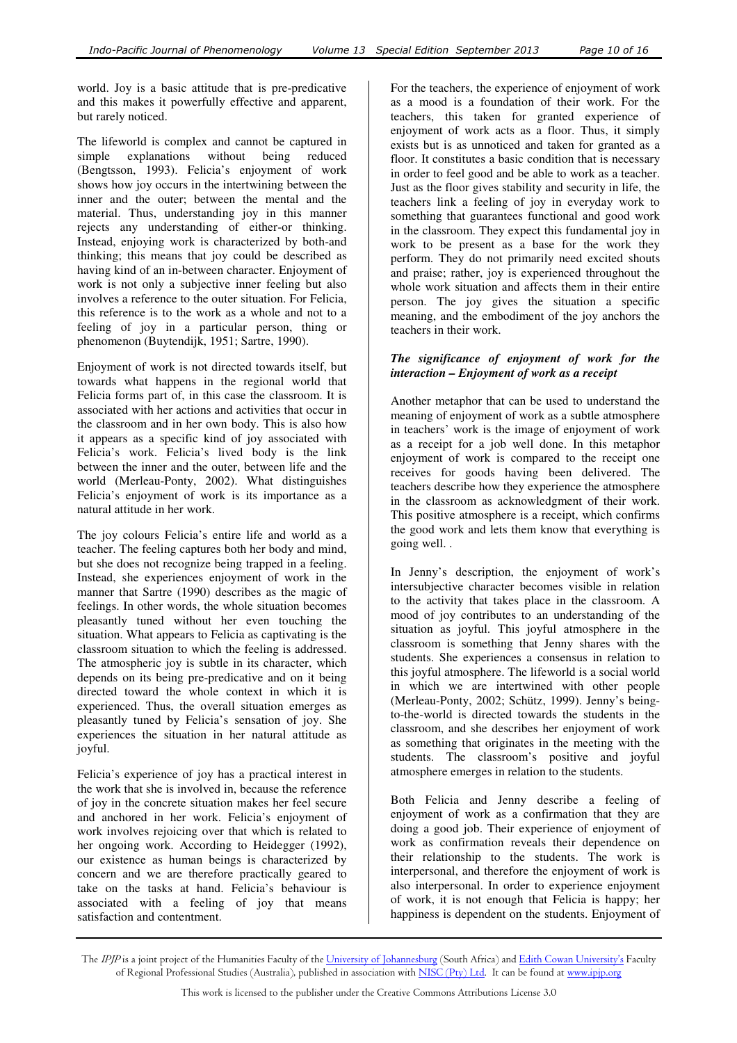world. Joy is a basic attitude that is pre-predicative and this makes it powerfully effective and apparent, but rarely noticed.

The lifeworld is complex and cannot be captured in simple explanations without being reduced (Bengtsson, 1993). Felicia's enjoyment of work shows how joy occurs in the intertwining between the inner and the outer; between the mental and the material. Thus, understanding joy in this manner rejects any understanding of either-or thinking. Instead, enjoying work is characterized by both-and thinking; this means that joy could be described as having kind of an in-between character. Enjoyment of work is not only a subjective inner feeling but also involves a reference to the outer situation. For Felicia, this reference is to the work as a whole and not to a feeling of joy in a particular person, thing or phenomenon (Buytendijk, 1951; Sartre, 1990).

Enjoyment of work is not directed towards itself, but towards what happens in the regional world that Felicia forms part of, in this case the classroom. It is associated with her actions and activities that occur in the classroom and in her own body. This is also how it appears as a specific kind of joy associated with Felicia's work. Felicia's lived body is the link between the inner and the outer, between life and the world (Merleau-Ponty, 2002). What distinguishes Felicia's enjoyment of work is its importance as a natural attitude in her work.

The joy colours Felicia's entire life and world as a teacher. The feeling captures both her body and mind, but she does not recognize being trapped in a feeling. Instead, she experiences enjoyment of work in the manner that Sartre (1990) describes as the magic of feelings. In other words, the whole situation becomes pleasantly tuned without her even touching the situation. What appears to Felicia as captivating is the classroom situation to which the feeling is addressed. The atmospheric joy is subtle in its character, which depends on its being pre-predicative and on it being directed toward the whole context in which it is experienced. Thus, the overall situation emerges as pleasantly tuned by Felicia's sensation of joy. She experiences the situation in her natural attitude as joyful.

Felicia's experience of joy has a practical interest in the work that she is involved in, because the reference of joy in the concrete situation makes her feel secure and anchored in her work. Felicia's enjoyment of work involves rejoicing over that which is related to her ongoing work. According to Heidegger (1992), our existence as human beings is characterized by concern and we are therefore practically geared to take on the tasks at hand. Felicia's behaviour is associated with a feeling of joy that means satisfaction and contentment.

For the teachers, the experience of enjoyment of work as a mood is a foundation of their work. For the teachers, this taken for granted experience of enjoyment of work acts as a floor. Thus, it simply exists but is as unnoticed and taken for granted as a floor. It constitutes a basic condition that is necessary in order to feel good and be able to work as a teacher. Just as the floor gives stability and security in life, the teachers link a feeling of joy in everyday work to something that guarantees functional and good work in the classroom. They expect this fundamental joy in work to be present as a base for the work they perform. They do not primarily need excited shouts and praise; rather, joy is experienced throughout the whole work situation and affects them in their entire person. The joy gives the situation a specific meaning, and the embodiment of the joy anchors the teachers in their work.

#### *The significance of enjoyment of work for the interaction – Enjoyment of work as a receipt*

Another metaphor that can be used to understand the meaning of enjoyment of work as a subtle atmosphere in teachers' work is the image of enjoyment of work as a receipt for a job well done. In this metaphor enjoyment of work is compared to the receipt one receives for goods having been delivered. The teachers describe how they experience the atmosphere in the classroom as acknowledgment of their work. This positive atmosphere is a receipt, which confirms the good work and lets them know that everything is going well. .

In Jenny's description, the enjoyment of work's intersubjective character becomes visible in relation to the activity that takes place in the classroom. A mood of joy contributes to an understanding of the situation as joyful. This joyful atmosphere in the classroom is something that Jenny shares with the students. She experiences a consensus in relation to this joyful atmosphere. The lifeworld is a social world in which we are intertwined with other people (Merleau-Ponty, 2002; Schütz, 1999). Jenny's being-to-the-world is directed towards the students in the classroom, and she describes her enjoyment of work as something that originates in the meeting with the students. The classroom's positive and joyful atmosphere emerges in relation to the students.

Both Felicia and Jenny describe a feeling of enjoyment of work as a confirmation that they are doing a good job. Their experience of enjoyment of work as confirmation reveals their dependence on their relationship to the students. The work is interpersonal, and therefore the enjoyment of work is also interpersonal. In order to experience enjoyment of work, it is not enough that Felicia is happy; her happiness is dependent on the students. Enjoyment of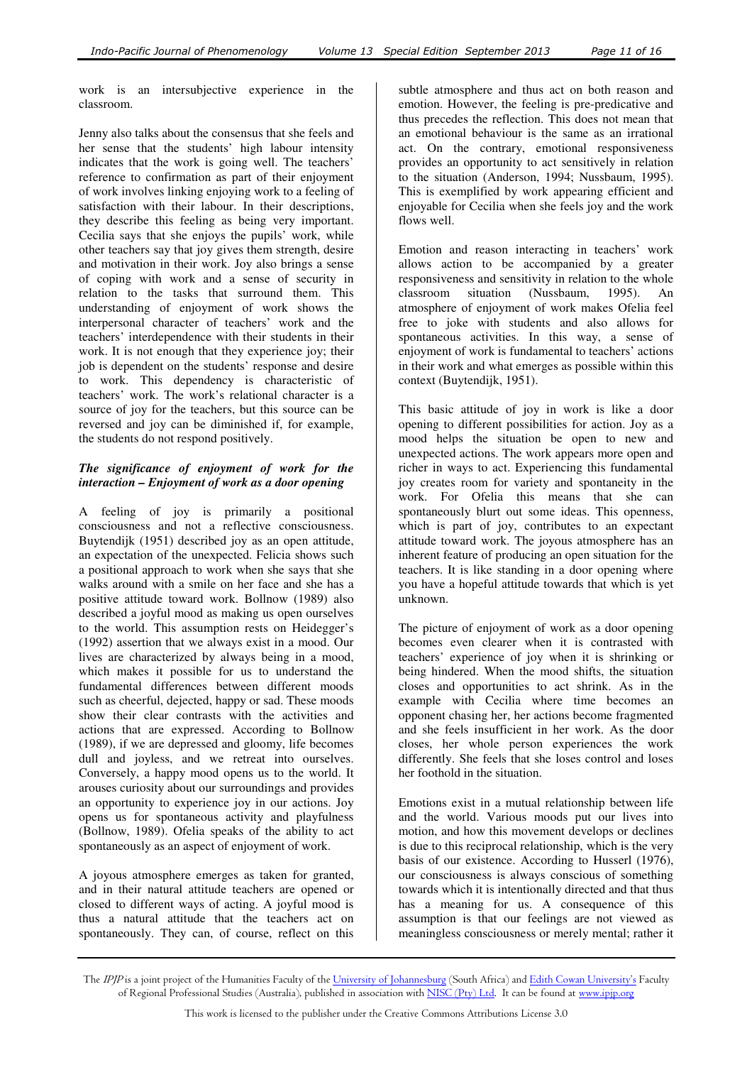work is an intersubjective experience in the classroom.

Jenny also talks about the consensus that she feels and her sense that the students' high labour intensity indicates that the work is going well. The teachers' reference to confirmation as part of their enjoyment of work involves linking enjoying work to a feeling of satisfaction with their labour. In their descriptions, they describe this feeling as being very important. Cecilia says that she enjoys the pupils' work, while other teachers say that joy gives them strength, desire and motivation in their work. Joy also brings a sense of coping with work and a sense of security in relation to the tasks that surround them. This understanding of enjoyment of work shows the interpersonal character of teachers' work and the teachers' interdependence with their students in their work. It is not enough that they experience joy; their job is dependent on the students' response and desire to work. This dependency is characteristic of teachers' work. The work's relational character is a source of joy for the teachers, but this source can be reversed and joy can be diminished if, for example, the students do not respond positively.

***The significance of enjoyment of work for the interaction – Enjoyment of work as a door opening***

A feeling of joy is primarily a positional consciousness and not a reflective consciousness. Buytendijk (1951) described joy as an open attitude, an expectation of the unexpected. Felicia shows such a positional approach to work when she says that she walks around with a smile on her face and she has a positive attitude toward work. Bollnow (1989) also described a joyful mood as making us open ourselves to the world. This assumption rests on Heidegger's (1992) assertion that we always exist in a mood. Our lives are characterized by always being in a mood, which makes it possible for us to understand the fundamental differences between different moods such as cheerful, dejected, happy or sad. These moods show their clear contrasts with the activities and actions that are expressed. According to Bollnow (1989), if we are depressed and gloomy, life becomes dull and joyless, and we retreat into ourselves. Conversely, a happy mood opens us to the world. It arouses curiosity about our surroundings and provides an opportunity to experience joy in our actions. Joy opens us for spontaneous activity and playfulness (Bollnow, 1989). Ofelia speaks of the ability to act spontaneously as an aspect of enjoyment of work.

A joyous atmosphere emerges as taken for granted, and in their natural attitude teachers are opened or closed to different ways of acting. A joyful mood is thus a natural attitude that the teachers act on spontaneously. They can, of course, reflect on this subtle atmosphere and thus act on both reason and emotion. However, the feeling is pre-predicative and thus precedes the reflection. This does not mean that an emotional behaviour is the same as an irrational act. On the contrary, emotional responsiveness provides an opportunity to act sensitively in relation to the situation (Anderson, 1994; Nussbaum, 1995). This is exemplified by work appearing efficient and enjoyable for Cecilia when she feels joy and the work flows well.

Emotion and reason interacting in teachers' work allows action to be accompanied by a greater responsiveness and sensitivity in relation to the whole classroom situation (Nussbaum, 1995). An atmosphere of enjoyment of work makes Ofelia feel free to joke with students and also allows for spontaneous activities. In this way, a sense of enjoyment of work is fundamental to teachers' actions in their work and what emerges as possible within this context (Buytendijk, 1951).

This basic attitude of joy in work is like a door opening to different possibilities for action. Joy as a mood helps the situation be open to new and unexpected actions. The work appears more open and richer in ways to act. Experiencing this fundamental joy creates room for variety and spontaneity in the work. For Ofelia this means that she can spontaneously blurt out some ideas. This openness, which is part of joy, contributes to an expectant attitude toward work. The joyous atmosphere has an inherent feature of producing an open situation for the teachers. It is like standing in a door opening where you have a hopeful attitude towards that which is yet unknown.

The picture of enjoyment of work as a door opening becomes even clearer when it is contrasted with teachers' experience of joy when it is shrinking or being hindered. When the mood shifts, the situation closes and opportunities to act shrink. As in the example with Cecilia where time becomes an opponent chasing her, her actions become fragmented and she feels insufficient in her work. As the door closes, her whole person experiences the work differently. She feels that she loses control and loses her foothold in the situation.

Emotions exist in a mutual relationship between life and the world. Various moods put our lives into motion, and how this movement develops or declines is due to this reciprocal relationship, which is the very basis of our existence. According to Husserl (1976), our consciousness is always conscious of something towards which it is intentionally directed and that thus has a meaning for us. A consequence of this assumption is that our feelings are not viewed as meaningless consciousness or merely mental; rather it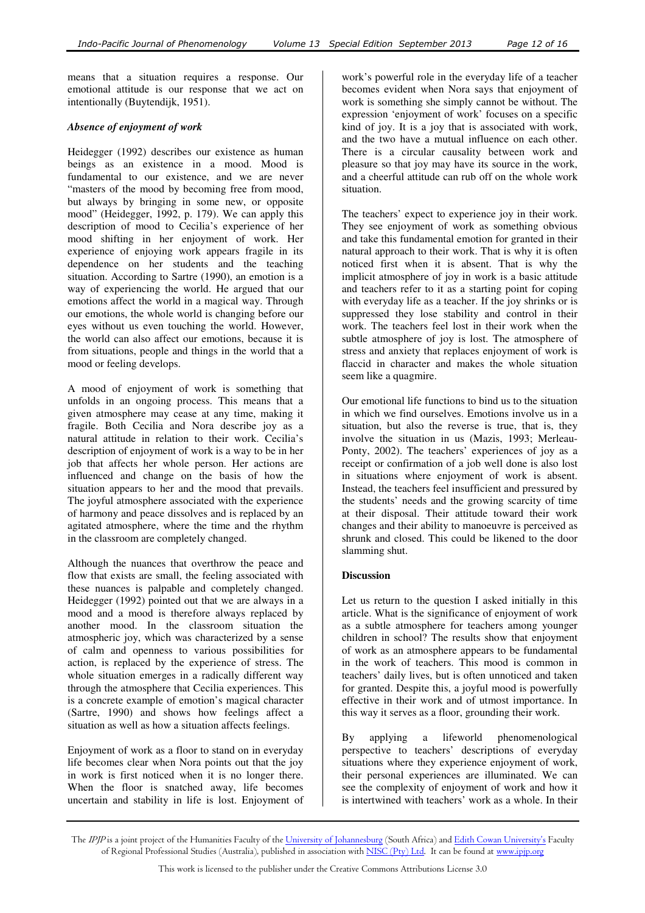means that a situation requires a response. Our emotional attitude is our response that we act on intentionally (Buytendijk, 1951).

### *Absence of enjoyment of work*

Heidegger (1992) describes our existence as human beings as an existence in a mood. Mood is fundamental to our existence, and we are never "masters of the mood by becoming free from mood, but always by bringing in some new, or opposite mood" (Heidegger, 1992, p. 179). We can apply this description of mood to Cecilia's experience of her mood shifting in her enjoyment of work. Her experience of enjoying work appears fragile in its dependence on her students and the teaching situation. According to Sartre (1990), an emotion is a way of experiencing the world. He argued that our emotions affect the world in a magical way. Through our emotions, the whole world is changing before our eyes without us even touching the world. However, the world can also affect our emotions, because it is from situations, people and things in the world that a mood or feeling develops.

A mood of enjoyment of work is something that unfolds in an ongoing process. This means that a given atmosphere may cease at any time, making it fragile. Both Cecilia and Nora describe joy as a natural attitude in relation to their work. Cecilia's description of enjoyment of work is a way to be in her job that affects her whole person. Her actions are influenced and change on the basis of how the situation appears to her and the mood that prevails. The joyful atmosphere associated with the experience of harmony and peace dissolves and is replaced by an agitated atmosphere, where the time and the rhythm in the classroom are completely changed.

Although the nuances that overthrow the peace and flow that exists are small, the feeling associated with these nuances is palpable and completely changed. Heidegger (1992) pointed out that we are always in a mood and a mood is therefore always replaced by another mood. In the classroom situation the atmospheric joy, which was characterized by a sense of calm and openness to various possibilities for action, is replaced by the experience of stress. The whole situation emerges in a radically different way through the atmosphere that Cecilia experiences. This is a concrete example of emotion's magical character (Sartre, 1990) and shows how feelings affect a situation as well as how a situation affects feelings.

Enjoyment of work as a floor to stand on in everyday life becomes clear when Nora points out that the joy in work is first noticed when it is no longer there. When the floor is snatched away, life becomes uncertain and stability in life is lost. Enjoyment of work's powerful role in the everyday life of a teacher becomes evident when Nora says that enjoyment of work is something she simply cannot be without. The expression 'enjoyment of work' focuses on a specific kind of joy. It is a joy that is associated with work, and the two have a mutual influence on each other. There is a circular causality between work and pleasure so that joy may have its source in the work, and a cheerful attitude can rub off on the whole work situation.

The teachers' expect to experience joy in their work. They see enjoyment of work as something obvious and take this fundamental emotion for granted in their natural approach to their work. That is why it is often noticed first when it is absent. That is why the implicit atmosphere of joy in work is a basic attitude and teachers refer to it as a starting point for coping with everyday life as a teacher. If the joy shrinks or is suppressed they lose stability and control in their work. The teachers feel lost in their work when the subtle atmosphere of joy is lost. The atmosphere of stress and anxiety that replaces enjoyment of work is flaccid in character and makes the whole situation seem like a quagmire.

Our emotional life functions to bind us to the situation in which we find ourselves. Emotions involve us in a situation, but also the reverse is true, that is, they involve the situation in us (Mazis, 1993; Merleau-Ponty, 2002). The teachers' experiences of joy as a receipt or confirmation of a job well done is also lost in situations where enjoyment of work is absent. Instead, the teachers feel insufficient and pressured by the students' needs and the growing scarcity of time at their disposal. Their attitude toward their work changes and their ability to manoeuvre is perceived as shrunk and closed. This could be likened to the door slamming shut.

## Discussion

Let us return to the question I asked initially in this article. What is the significance of enjoyment of work as a subtle atmosphere for teachers among younger children in school? The results show that enjoyment of work as an atmosphere appears to be fundamental in the work of teachers. This mood is common in teachers' daily lives, but is often unnoticed and taken for granted. Despite this, a joyful mood is powerfully effective in their work and of utmost importance. In this way it serves as a floor, grounding their work.

By applying a lifeworld phenomenological perspective to teachers' descriptions of everyday situations where they experience enjoyment of work, their personal experiences are illuminated. We can see the complexity of enjoyment of work and how it is intertwined with teachers' work as a whole. In their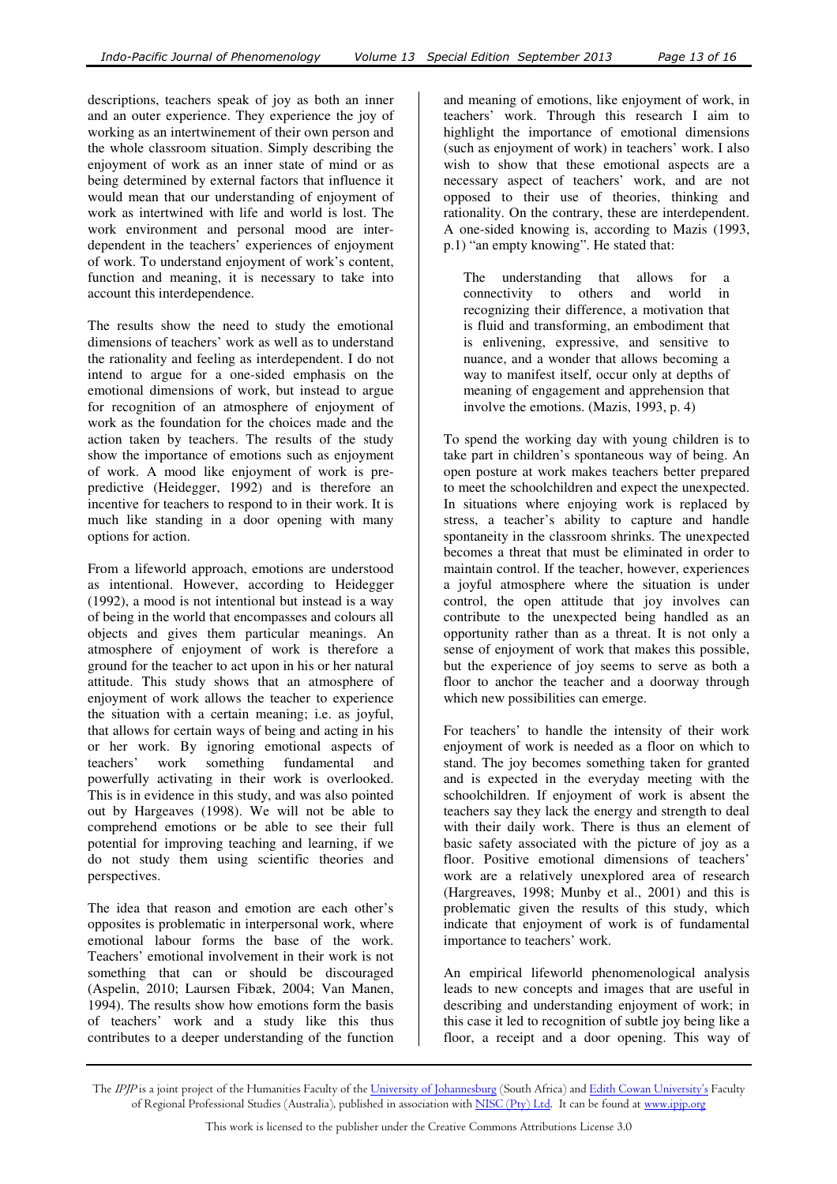descriptions, teachers speak of joy as both an inner and an outer experience. They experience the joy of working as an intertwinement of their own person and the whole classroom situation. Simply describing the enjoyment of work as an inner state of mind or as being determined by external factors that influence it would mean that our understanding of enjoyment of work as intertwined with life and world is lost. The work environment and personal mood are interdependent in the teachers' experiences of enjoyment of work. To understand enjoyment of work's content, function and meaning, it is necessary to take into account this interdependence.

The results show the need to study the emotional dimensions of teachers' work as well as to understand the rationality and feeling as interdependent. I do not intend to argue for a one-sided emphasis on the emotional dimensions of work, but instead to argue for recognition of an atmosphere of enjoyment of work as the foundation for the choices made and the action taken by teachers. The results of the study show the importance of emotions such as enjoyment of work. A mood like enjoyment of work is pre-predictive (Heidegger, 1992) and is therefore an incentive for teachers to respond to in their work. It is much like standing in a door opening with many options for action.

From a lifeworld approach, emotions are understood as intentional. However, according to Heidegger (1992), a mood is not intentional but instead is a way of being in the world that encompasses and colours all objects and gives them particular meanings. An atmosphere of enjoyment of work is therefore a ground for the teacher to act upon in his or her natural attitude. This study shows that an atmosphere of enjoyment of work allows the teacher to experience the situation with a certain meaning; i.e. as joyful, that allows for certain ways of being and acting in his or her work. By ignoring emotional aspects of teachers' work something fundamental and powerfully activating in their work is overlooked. This is in evidence in this study, and was also pointed out by Hargeaves (1998). We will not be able to comprehend emotions or be able to see their full potential for improving teaching and learning, if we do not study them using scientific theories and perspectives.

The idea that reason and emotion are each other's opposites is problematic in interpersonal work, where emotional labour forms the base of the work. Teachers' emotional involvement in their work is not something that can or should be discouraged (Aspelin, 2010; Laursen Fibæk, 2004; Van Manen, 1994). The results show how emotions form the basis of teachers' work and a study like this thus contributes to a deeper understanding of the function and meaning of emotions, like enjoyment of work, in teachers' work. Through this research I aim to highlight the importance of emotional dimensions (such as enjoyment of work) in teachers' work. I also wish to show that these emotional aspects are a necessary aspect of teachers' work, and are not opposed to their use of theories, thinking and rationality. On the contrary, these are interdependent. A one-sided knowing is, according to Mazis (1993, p.1) "an empty knowing". He stated that:

> The understanding that allows for a connectivity to others and world in recognizing their difference, a motivation that is fluid and transforming, an embodiment that is enlivening, expressive, and sensitive to nuance, and a wonder that allows becoming a way to manifest itself, occur only at depths of meaning of engagement and apprehension that involve the emotions. (Mazis, 1993, p. 4)

To spend the working day with young children is to take part in children's spontaneous way of being. An open posture at work makes teachers better prepared to meet the schoolchildren and expect the unexpected. In situations where enjoying work is replaced by stress, a teacher's ability to capture and handle spontaneity in the classroom shrinks. The unexpected becomes a threat that must be eliminated in order to maintain control. If the teacher, however, experiences a joyful atmosphere where the situation is under control, the open attitude that joy involves can contribute to the unexpected being handled as an opportunity rather than as a threat. It is not only a sense of enjoyment of work that makes this possible, but the experience of joy seems to serve as both a floor to anchor the teacher and a doorway through which new possibilities can emerge.

For teachers' to handle the intensity of their work enjoyment of work is needed as a floor on which to stand. The joy becomes something taken for granted and is expected in the everyday meeting with the schoolchildren. If enjoyment of work is absent the teachers say they lack the energy and strength to deal with their daily work. There is thus an element of basic safety associated with the picture of joy as a floor. Positive emotional dimensions of teachers' work are a relatively unexplored area of research (Hargreaves, 1998; Munby et al., 2001) and this is problematic given the results of this study, which indicate that enjoyment of work is of fundamental importance to teachers' work.

An empirical lifeworld phenomenological analysis leads to new concepts and images that are useful in describing and understanding enjoyment of work; in this case it led to recognition of subtle joy being like a floor, a receipt and a door opening. This way of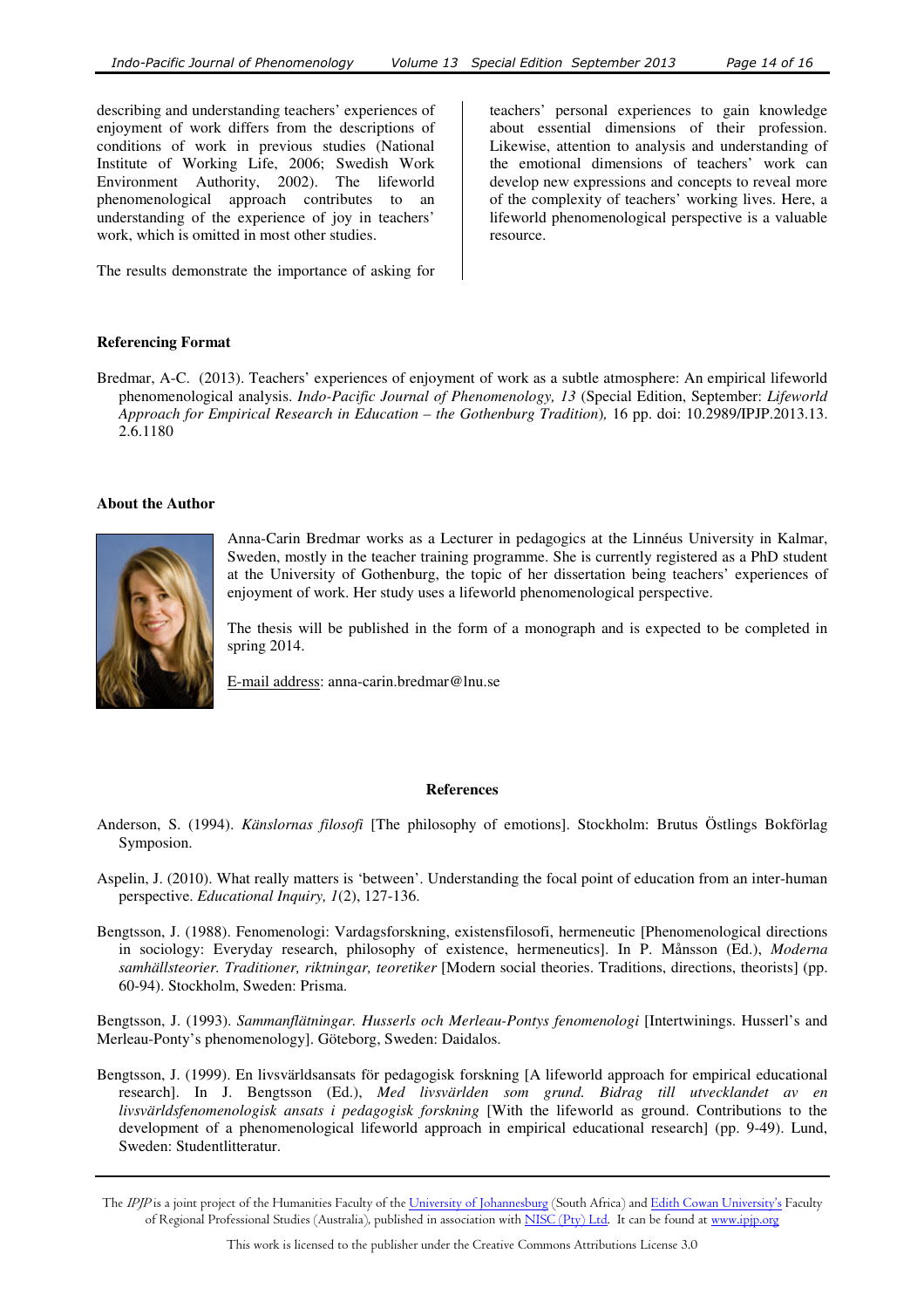describing and understanding teachers' experiences of enjoyment of work differs from the descriptions of conditions of work in previous studies (National Institute of Working Life, 2006; Swedish Work Environment Authority, 2002). The lifeworld phenomenological approach contributes to an understanding of the experience of joy in teachers' work, which is omitted in most other studies.

The results demonstrate the importance of asking for teachers' personal experiences to gain knowledge about essential dimensions of their profession. Likewise, attention to analysis and understanding of the emotional dimensions of teachers' work can develop new expressions and concepts to reveal more of the complexity of teachers' working lives. Here, a lifeworld phenomenological perspective is a valuable resource.

**Referencing Format**

Bredmar, A-C. (2013). Teachers' experiences of enjoyment of work as a subtle atmosphere: An empirical lifeworld phenomenological analysis. *Indo-Pacific Journal of Phenomenology, 13* (Special Edition, September: *Lifeworld Approach for Empirical Research in Education – the Gothenburg Tradition*), 16 pp. doi: 10.2989/IPJP.2013.13.2.6.1180

**About the Author**

Anna-Carin Bredmar works as a Lecturer in pedagogics at the Linnéus University in Kalmar, Sweden, mostly in the teacher training programme. She is currently registered as a PhD student at the University of Gothenburg, the topic of her dissertation being teachers' experiences of enjoyment of work. Her study uses a lifeworld phenomenological perspective.

The thesis will be published in the form of a monograph and is expected to be completed in spring 2014.

E-mail address: anna-carin.bredmar@lnu.se

**References**

Anderson, S. (1994). *Känslornas filosofi* [The philosophy of emotions]. Stockholm: Brutus Östlings Bokförlag Symposion.

Aspelin, J. (2010). What really matters is 'between'. Understanding the focal point of education from an inter-human perspective. *Educational Inquiry, 1*(2), 127-136.

Bengtsson, J. (1988). Fenomenologi: Vardagsforskning, existensfilosofi, hermeneutic [Phenomenological directions in sociology: Everyday research, philosophy of existence, hermeneutics]. In P. Månsson (Ed.), *Moderna samhällsteorier. Traditioner, riktningar, teoretiker* [Modern social theories. Traditions, directions, theorists] (pp. 60-94). Stockholm, Sweden: Prisma.

Bengtsson, J. (1993). *Sammanflätningar. Husserls och Merleau-Pontys fenomenologi* [Intertwinings. Husserl's and Merleau-Ponty's phenomenology]. Göteborg, Sweden: Daidalos.

Bengtsson, J. (1999). En livsvärldsansats för pedagogisk forskning [A lifeworld approach for empirical educational research]. In J. Bengtsson (Ed.), *Med livsvärlden som grund. Bidrag till utvecklandet av en livsvärldsfenomenologisk ansats i pedagogisk forskning* [With the lifeworld as ground. Contributions to the development of a phenomenological lifeworld approach in empirical educational research] (pp. 9-49). Lund, Sweden: Studentlitteratur.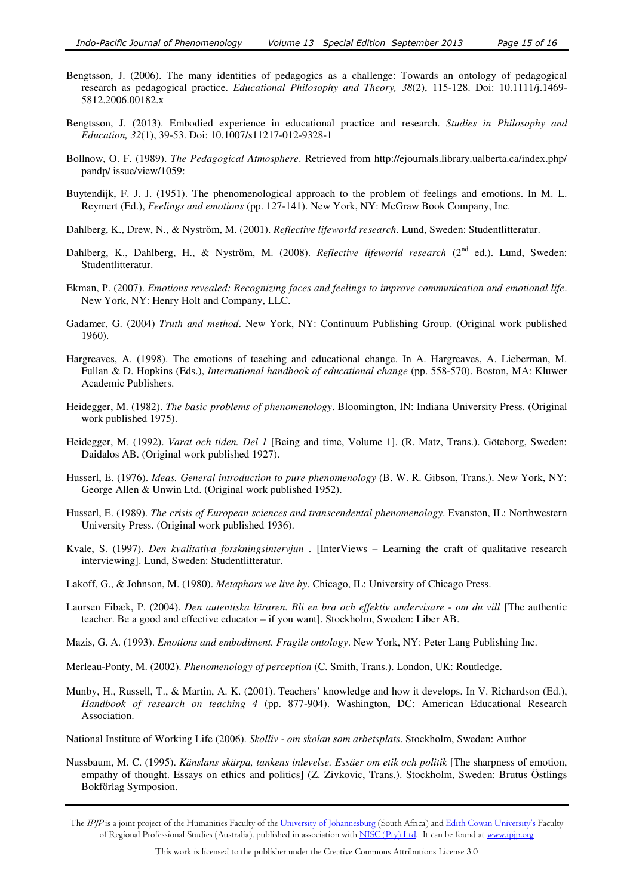Bengtsson, J. (2006). The many identities of pedagogics as a challenge: Towards an ontology of pedagogical research as pedagogical practice. *Educational Philosophy and Theory, 38*(2), 115-128. Doi: 10.1111/j.1469-5812.2006.00182.x

Bengtsson, J. (2013). Embodied experience in educational practice and research. *Studies in Philosophy and Education, 32*(1), 39-53. Doi: 10.1007/s11217-012-9328-1

Bollnow, O. F. (1989). *The Pedagogical Atmosphere*. Retrieved from http://ejournals.library.ualberta.ca/index.php/pandp/ issue/view/1059:

Buytendijk, F. J. J. (1951). The phenomenological approach to the problem of feelings and emotions. In M. L. Reymert (Ed.), *Feelings and emotions* (pp. 127-141). New York, NY: McGraw Book Company, Inc.

Dahlberg, K., Drew, N., & Nyström, M. (2001). *Reflective lifeworld research*. Lund, Sweden: Studentlitteratur.

Dahlberg, K., Dahlberg, H., & Nyström, M. (2008). *Reflective lifeworld research* (2nd ed.). Lund, Sweden: Studentlitteratur.

Ekman, P. (2007). *Emotions revealed: Recognizing faces and feelings to improve communication and emotional life*. New York, NY: Henry Holt and Company, LLC.

Gadamer, G. (2004) *Truth and method*. New York, NY: Continuum Publishing Group. (Original work published 1960).

Hargreaves, A. (1998). The emotions of teaching and educational change. In A. Hargreaves, A. Lieberman, M. Fullan & D. Hopkins (Eds.), *International handbook of educational change* (pp. 558-570). Boston, MA: Kluwer Academic Publishers.

Heidegger, M. (1982). *The basic problems of phenomenology*. Bloomington, IN: Indiana University Press. (Original work published 1975).

Heidegger, M. (1992). *Varat och tiden. Del 1* [Being and time, Volume 1]. (R. Matz, Trans.). Göteborg, Sweden: Daidalos AB. (Original work published 1927).

Husserl, E. (1976). *Ideas. General introduction to pure phenomenology* (B. W. R. Gibson, Trans.). New York, NY: George Allen & Unwin Ltd. (Original work published 1952).

Husserl, E. (1989). *The crisis of European sciences and transcendental phenomenology*. Evanston, IL: Northwestern University Press. (Original work published 1936).

Kvale, S. (1997). *Den kvalitativa forskningsintervjun* . [InterViews – Learning the craft of qualitative research interviewing]. Lund, Sweden: Studentlitteratur.

Lakoff, G., & Johnson, M. (1980). *Metaphors we live by*. Chicago, IL: University of Chicago Press.

Laursen Fibæk, P. (2004). *Den autentiska läraren. Bli en bra och effektiv undervisare - om du vill* [The authentic teacher. Be a good and effective educator – if you want]. Stockholm, Sweden: Liber AB.

Mazis, G. A. (1993). *Emotions and embodiment. Fragile ontology*. New York, NY: Peter Lang Publishing Inc.

Merleau-Ponty, M. (2002). *Phenomenology of perception* (C. Smith, Trans.). London, UK: Routledge.

Munby, H., Russell, T., & Martin, A. K. (2001). Teachers' knowledge and how it develops. In V. Richardson (Ed.), *Handbook of research on teaching 4* (pp. 877-904). Washington, DC: American Educational Research Association.

National Institute of Working Life (2006). *Skolliv - om skolan som arbetsplats*. Stockholm, Sweden: Author

Nussbaum, M. C. (1995). *Känslans skärpa, tankens inlevelse. Essäer om etik och politik* [The sharpness of emotion, empathy of thought. Essays on ethics and politics] (Z. Zivkovic, Trans.). Stockholm, Sweden: Brutus Östlings Bokförlag Symposion.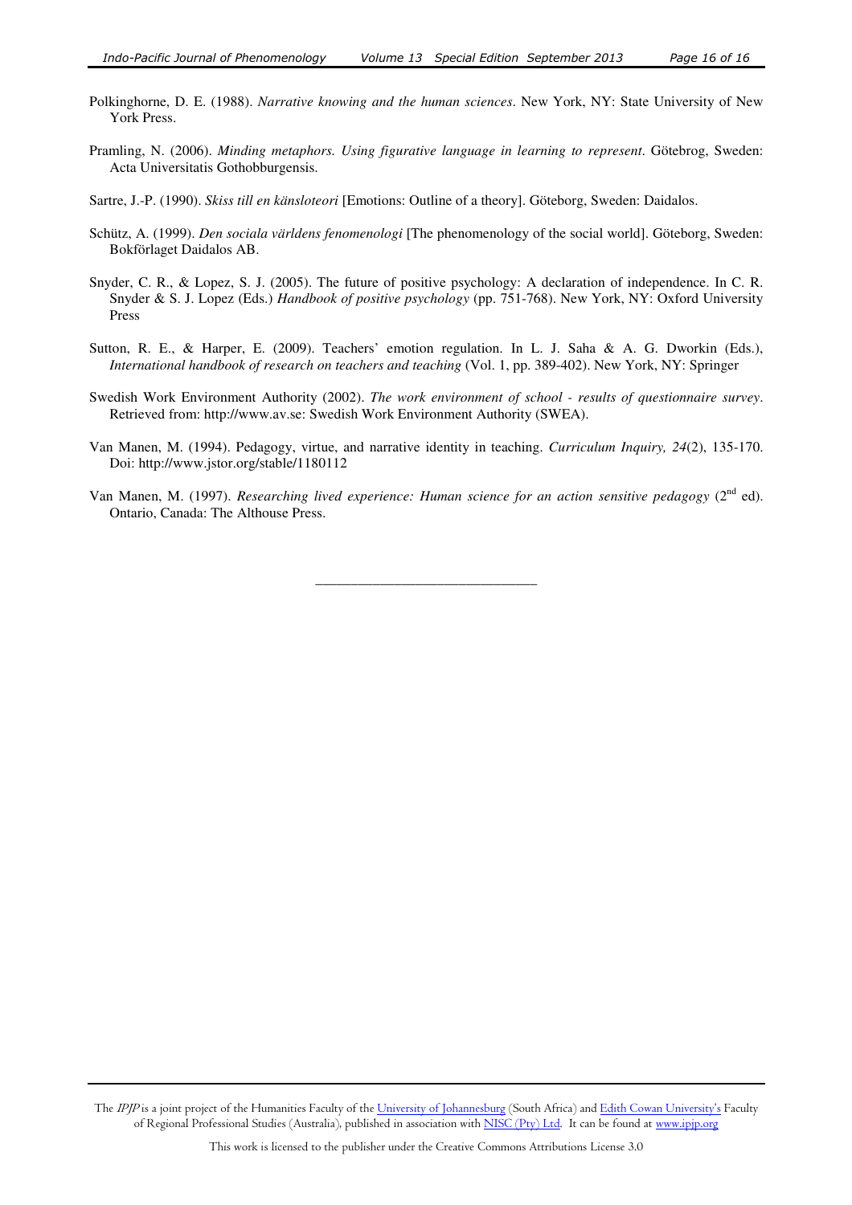Polkinghorne, D. E. (1988). *Narrative knowing and the human sciences*. New York, NY: State University of New York Press.

Pramling, N. (2006). *Minding metaphors. Using figurative language in learning to represent*. Götebrog, Sweden: Acta Universitatis Gothobburgensis.

Sartre, J.-P. (1990). *Skiss till en känsloteori* [Emotions: Outline of a theory]. Göteborg, Sweden: Daidalos.

Schütz, A. (1999). *Den sociala världens fenomenologi* [The phenomenology of the social world]. Göteborg, Sweden: Bokförlaget Daidalos AB.

Snyder, C. R., & Lopez, S. J. (2005). The future of positive psychology: A declaration of independence. In C. R. Snyder & S. J. Lopez (Eds.) *Handbook of positive psychology* (pp. 751-768). New York, NY: Oxford University Press

Sutton, R. E., & Harper, E. (2009). Teachers' emotion regulation. In L. J. Saha & A. G. Dworkin (Eds.), *International handbook of research on teachers and teaching* (Vol. 1, pp. 389-402). New York, NY: Springer

Swedish Work Environment Authority (2002). *The work environment of school - results of questionnaire survey*. Retrieved from: http://www.av.se: Swedish Work Environment Authority (SWEA).

Van Manen, M. (1994). Pedagogy, virtue, and narrative identity in teaching. *Curriculum Inquiry, 24*(2), 135-170. Doi: http://www.jstor.org/stable/1180112

Van Manen, M. (1997). *Researching lived experience: Human science for an action sensitive pedagogy* (2nd ed). Ontario, Canada: The Althouse Press.

---

The *IPJP* is a joint project of the Humanities Faculty of the University of Johannesburg (South Africa) and Edith Cowan University's Faculty of Regional Professional Studies (Australia), published in association with NISC (Pty) Ltd. It can be found at www.ipjp.org

This work is licensed to the publisher under the Creative Commons Attributions License 3.0